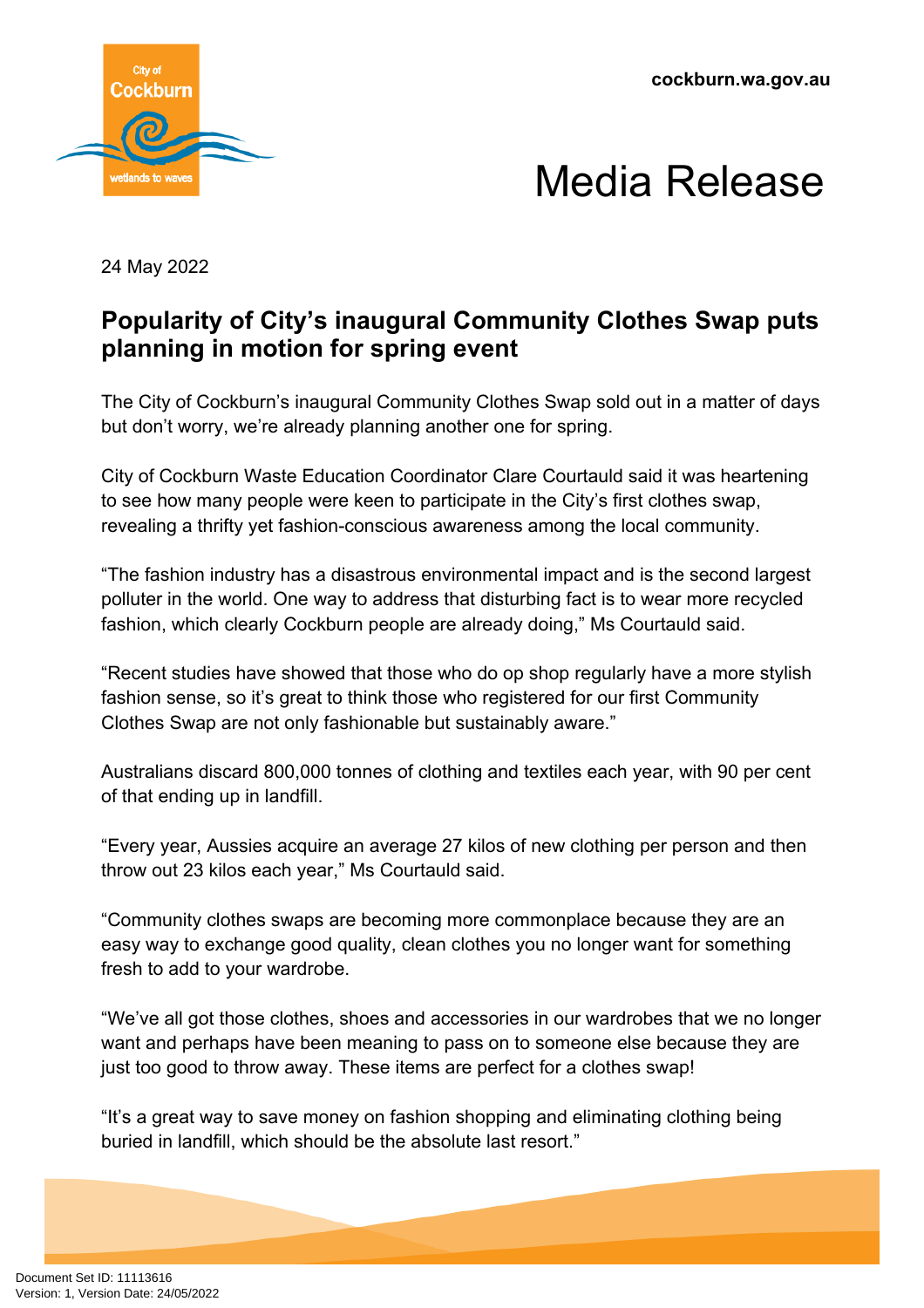cockburn.wa.gov.au

# Media Release

24 May 2022

## Popularity of City's inaugural Community Clothes Swap puts planning in motion for spring event

The City of Cockburn's inaugural Community Clothes Swap sold out in a matter of days but don't worry, we're already planning another one for spring.

City of Cockburn Waste Education Coordinator Clare Courtauld said it was heartening to see how many people were keen to participate in the City's first clothes swap, revealing a thrifty yet fashion-conscious awareness among the local community.

"The fashion industry has a disastrous environmental impact and is the second largest polluter in the world. One way to address that disturbing fact is to wear more recycled fashion, which clearly Cockburn people are already doing," Ms Courtauld said.

"Recent studies have showed that those who do op shop regularly have a more stylish fashion sense, so it's great to think those who registered for our first Community Clothes Swap are not only fashionable but sustainably aware."

Australians discard 800,000 tonnes of clothing and textiles each year, with 90 per cent of that ending up in landfill.

"Every year, Aussies acquire an average 27 kilos of new clothing per person and then throw out 23 kilos each year," Ms Courtauld said.

"Community clothes swaps are becoming more commonplace because they are an easy way to exchange good quality, clean clothes you no longer want for something fresh to add to your wardrobe.

"We've all got those clothes, shoes and accessories in our wardrobes that we no longer want and perhaps have been meaning to pass on to someone else because they are just too good to throw away. These items are perfect for a clothes swap!

"It's a great way to save money on fashion shopping and eliminating clothing being buried in landfill, which should be the absolute last resort."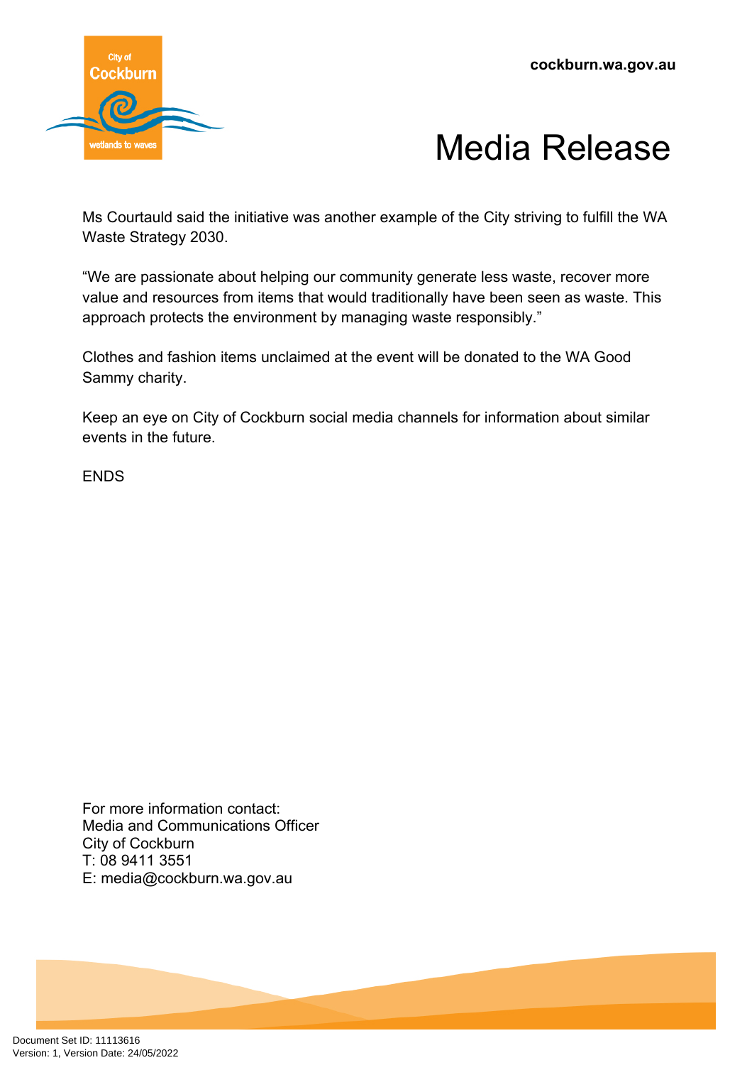Ms Courtauld said the initiative was another example of the City striving to fulfill the WA Waste Strategy 2030.

"We are passionate about helping our community generate less waste, recover more value and resources from items that would traditionally have been seen as waste. This approach protects the environment by managing waste responsibly."

Clothes and fashion items unclaimed at the event will be donated to the WA Good Sammy charity.

Keep an eye on City of Cockburn social media channels for information about similar events in the future.

ENDS

For more information contact:
Media and Communications Officer
City of Cockburn
T: 08 9411 3551
E: media@cockburn.wa.gov.au